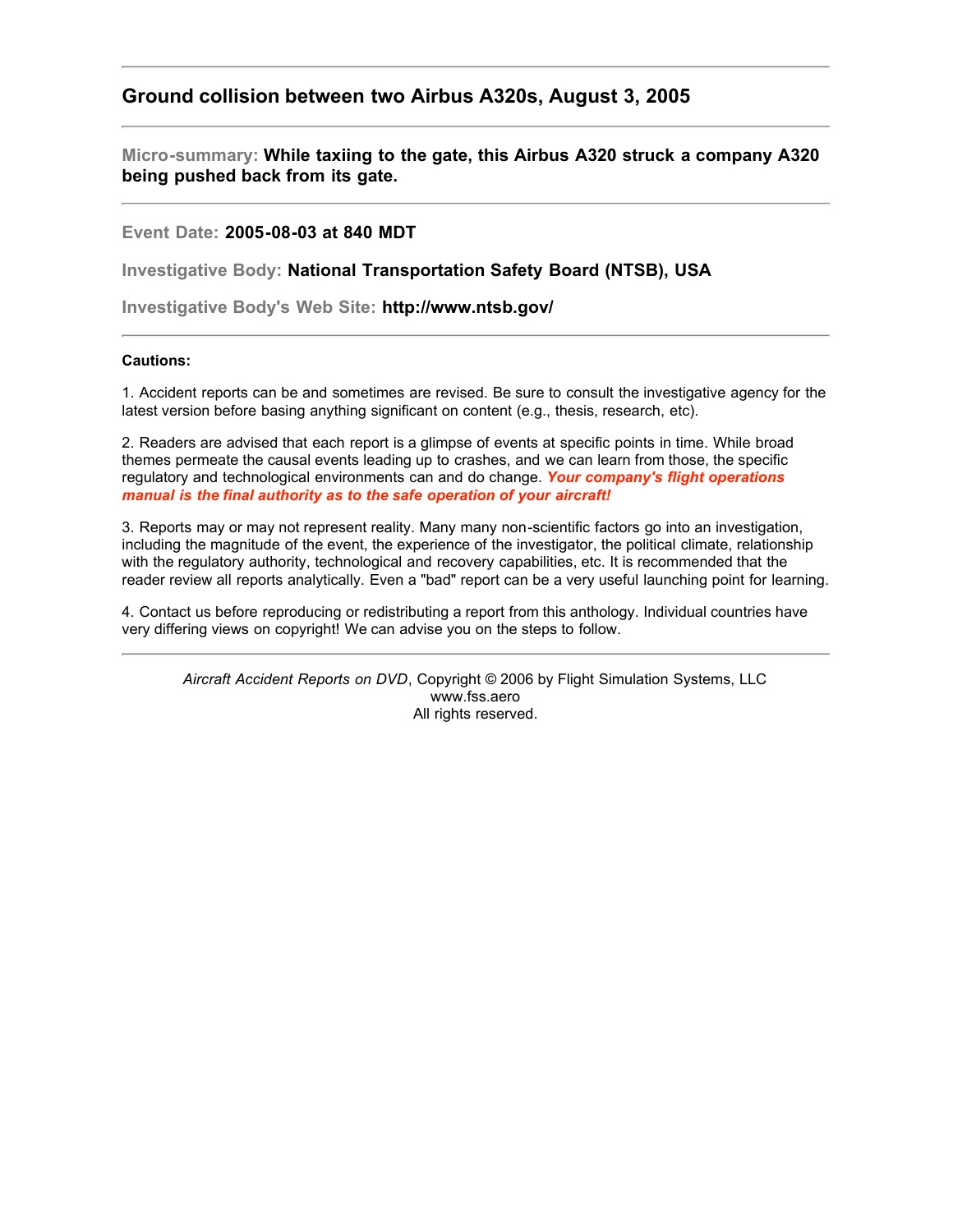## Ground collision between two Airbus A320s, August 3, 2005

**Micro-summary: While taxiing to the gate, this Airbus A320 struck a company A320 being pushed back from its gate.**

**Event Date: 2005-08-03 at 840 MDT**

**Investigative Body: National Transportation Safety Board (NTSB), USA**

**Investigative Body's Web Site: http://www.ntsb.gov/**

**Cautions:**

1. Accident reports can be and sometimes are revised. Be sure to consult the investigative agency for the latest version before basing anything significant on content (e.g., thesis, research, etc).

2. Readers are advised that each report is a glimpse of events at specific points in time. While broad themes permeate the causal events leading up to crashes, and we can learn from those, the specific regulatory and technological environments can and do change. ***Your company's flight operations manual is the final authority as to the safe operation of your aircraft!***

3. Reports may or may not represent reality. Many many non-scientific factors go into an investigation, including the magnitude of the event, the experience of the investigator, the political climate, relationship with the regulatory authority, technological and recovery capabilities, etc. It is recommended that the reader review all reports analytically. Even a "bad" report can be a very useful launching point for learning.

4. Contact us before reproducing or redistributing a report from this anthology. Individual countries have very differing views on copyright! We can advise you on the steps to follow.

*Aircraft Accident Reports on DVD*, Copyright © 2006 by Flight Simulation Systems, LLC
www.fss.aero
All rights reserved.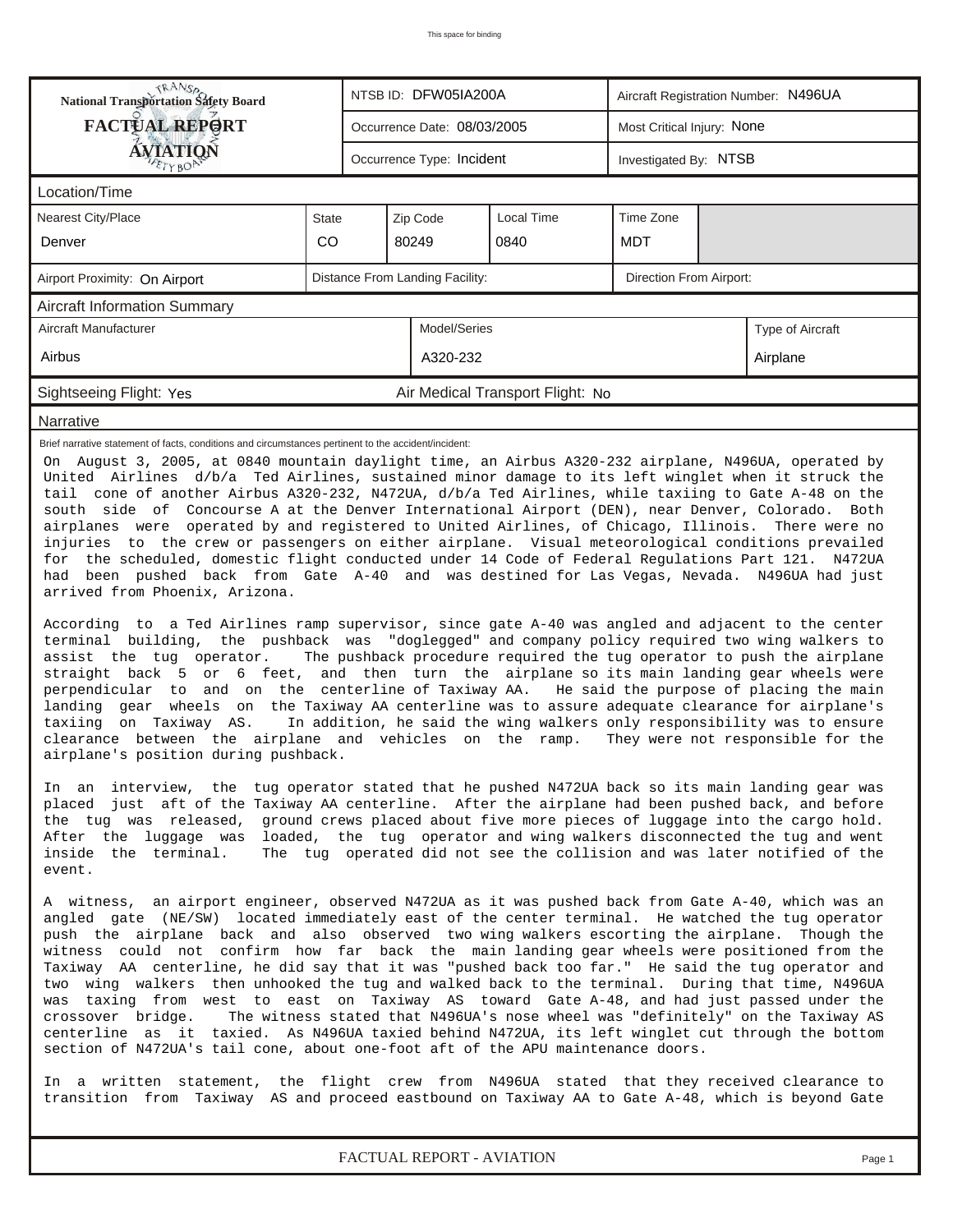"This space for binding"

| National Transportation Safety Board FACTUAL REPORT AVIATION | NTSB ID: DFW05IA200A | Aircraft Registration Number: N496UA |
|---|---|---|
| | Occurrence Date: 08/03/2005 | Most Critical Injury: None |
| | Occurrence Type: Incident | Investigated By: NTSB |

**Location/Time**

| Nearest City/Place | State | Zip Code | Local Time | Time Zone |
|---|---|---|---|---|
| Denver | CO | 80249 | 0840 | MDT |

| Airport Proximity: On Airport | Distance From Landing Facility: | Direction From Airport: |
|---|---|---|

**Aircraft Information Summary**

| Aircraft Manufacturer | Model/Series | Type of Aircraft |
|---|---|---|
| Airbus | A320-232 | Airplane |

Sightseeing Flight: Yes    Air Medical Transport Flight: No

**Narrative**

Brief narrative statement of facts, conditions and circumstances pertinent to the accident/incident:

On August 3, 2005, at 0840 mountain daylight time, an Airbus A320-232 airplane, N496UA, operated by United Airlines d/b/a Ted Airlines, sustained minor damage to its left winglet when it struck the tail cone of another Airbus A320-232, N472UA, d/b/a Ted Airlines, while taxiing to Gate A-48 on the south side of Concourse A at the Denver International Airport (DEN), near Denver, Colorado. Both airplanes were operated by and registered to United Airlines, of Chicago, Illinois. There were no injuries to the crew or passengers on either airplane. Visual meteorological conditions prevailed for the scheduled, domestic flight conducted under 14 Code of Federal Regulations Part 121. N472UA had been pushed back from Gate A-40 and was destined for Las Vegas, Nevada. N496UA had just arrived from Phoenix, Arizona.

According to a Ted Airlines ramp supervisor, since gate A-40 was angled and adjacent to the center terminal building, the pushback was "doglegged" and company policy required two wing walkers to assist the tug operator. The pushback procedure required the tug operator to push the airplane straight back 5 or 6 feet, and then turn the airplane so its main landing gear wheels were perpendicular to and on the centerline of Taxiway AA. He said the purpose of placing the main landing gear wheels on the Taxiway AA centerline was to assure adequate clearance for airplane's taxiing on Taxiway AS. In addition, he said the wing walkers only responsibility was to ensure clearance between the airplane and vehicles on the ramp. They were not responsible for the airplane's position during pushback.

In an interview, the tug operator stated that he pushed N472UA back so its main landing gear was placed just aft of the Taxiway AA centerline. After the airplane had been pushed back, and before the tug was released, ground crews placed about five more pieces of luggage into the cargo hold. After the luggage was loaded, the tug operator and wing walkers disconnected the tug and went inside the terminal. The tug operated did not see the collision and was later notified of the event.

A witness, an airport engineer, observed N472UA as it was pushed back from Gate A-40, which was an angled gate (NE/SW) located immediately east of the center terminal. He watched the tug operator push the airplane back and also observed two wing walkers escorting the airplane. Though the witness could not confirm how far back the main landing gear wheels were positioned from the Taxiway AA centerline, he did say that it was "pushed back too far." He said the tug operator and two wing walkers then unhooked the tug and walked back to the terminal. During that time, N496UA was taxing from west to east on Taxiway AS toward Gate A-48, and had just passed under the crossover bridge. The witness stated that N496UA's nose wheel was "definitely" on the Taxiway AS centerline as it taxied. As N496UA taxied behind N472UA, its left winglet cut through the bottom section of N472UA's tail cone, about one-foot aft of the APU maintenance doors.

In a written statement, the flight crew from N496UA stated that they received clearance to transition from Taxiway AS and proceed eastbound on Taxiway AA to Gate A-48, which is beyond Gate

FACTUAL REPORT - AVIATION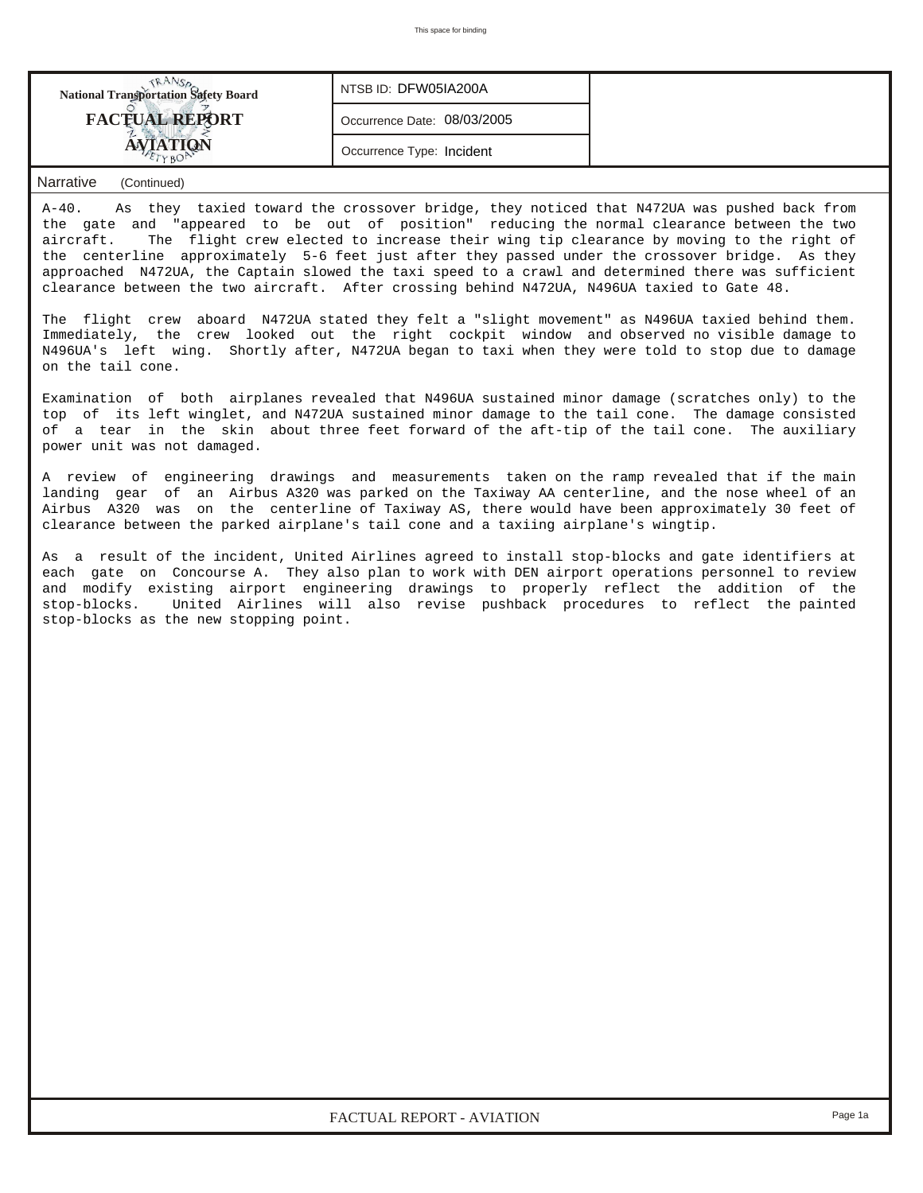National Transportation Safety Board

**FACTUAL REPORT**

**AVIATION**

NTSB ID: DFW05IA200A

Occurrence Date: 08/03/2005

Occurrence Type: Incident

## Narrative (Continued)

A-40. As they taxied toward the crossover bridge, they noticed that N472UA was pushed back from the gate and "appeared to be out of position" reducing the normal clearance between the two aircraft. The flight crew elected to increase their wing tip clearance by moving to the right of the centerline approximately 5-6 feet just after they passed under the crossover bridge. As they approached N472UA, the Captain slowed the taxi speed to a crawl and determined there was sufficient clearance between the two aircraft. After crossing behind N472UA, N496UA taxied to Gate 48.

The flight crew aboard N472UA stated they felt a "slight movement" as N496UA taxied behind them. Immediately, the crew looked out the right cockpit window and observed no visible damage to N496UA's left wing. Shortly after, N472UA began to taxi when they were told to stop due to damage on the tail cone.

Examination of both airplanes revealed that N496UA sustained minor damage (scratches only) to the top of its left winglet, and N472UA sustained minor damage to the tail cone. The damage consisted of a tear in the skin about three feet forward of the aft-tip of the tail cone. The auxiliary power unit was not damaged.

A review of engineering drawings and measurements taken on the ramp revealed that if the main landing gear of an Airbus A320 was parked on the Taxiway AA centerline, and the nose wheel of an Airbus A320 was on the centerline of Taxiway AS, there would have been approximately 30 feet of clearance between the parked airplane's tail cone and a taxiing airplane's wingtip.

As a result of the incident, United Airlines agreed to install stop-blocks and gate identifiers at each gate on Concourse A. They also plan to work with DEN airport operations personnel to review and modify existing airport engineering drawings to properly reflect the addition of the stop-blocks. United Airlines will also revise pushback procedures to reflect the painted stop-blocks as the new stopping point.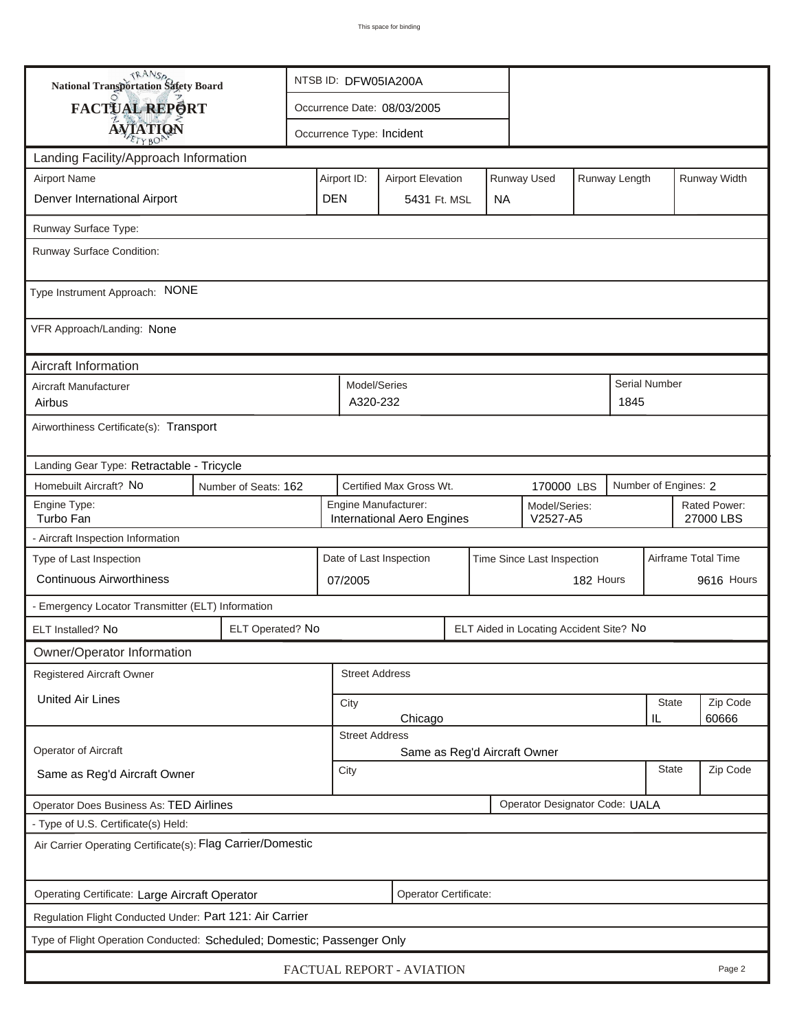This space for binding

**National Transportation Safety Board**

**FACTUAL REPORT**

**AVIATION**

| | |
|---|---|
| NTSB ID: | DFW05IA200A |
| Occurrence Date: | 08/03/2005 |
| Occurrence Type: | Incident |

## Landing Facility/Approach Information

| Airport Name | Airport ID: | Airport Elevation | Runway Used | Runway Length | Runway Width |
|---|---|---|---|---|---|
| Denver International Airport | DEN | 5431 Ft. MSL | NA | | |

Runway Surface Type:

Runway Surface Condition:

Type Instrument Approach: NONE

VFR Approach/Landing: None

## Aircraft Information

| Aircraft Manufacturer | Model/Series | Serial Number |
|---|---|---|
| Airbus | A320-232 | 1845 |

Airworthiness Certificate(s): Transport

Landing Gear Type: Retractable - Tricycle

| Homebuilt Aircraft? | Number of Seats: | Certified Max Gross Wt. | Number of Engines: |
|---|---|---|---|
| No | 162 | 170000 LBS | 2 |

| Engine Type: | Engine Manufacturer: | Model/Series: | Rated Power: |
|---|---|---|---|
| Turbo Fan | International Aero Engines | V2527-A5 | 27000 LBS |

- Aircraft Inspection Information

| Type of Last Inspection | Date of Last Inspection | Time Since Last Inspection | Airframe Total Time |
|---|---|---|---|
| Continuous Airworthiness | 07/2005 | 182 Hours | 9616 Hours |

- Emergency Locator Transmitter (ELT) Information

| ELT Installed? | ELT Operated? | ELT Aided in Locating Accident Site? |
|---|---|---|
| No | No | No |

## Owner/Operator Information

| | Street Address | City | State | Zip Code |
|---|---|---|---|---|
| Registered Aircraft Owner: United Air Lines | | Chicago | IL | 60666 |
| Operator of Aircraft: Same as Reg'd Aircraft Owner | Same as Reg'd Aircraft Owner | | | |

Operator Does Business As: TED Airlines

Operator Designator Code: UALA

- Type of U.S. Certificate(s) Held:

Air Carrier Operating Certificate(s): Flag Carrier/Domestic

Operating Certificate: Large Aircraft Operator

Operator Certificate:

Regulation Flight Conducted Under: Part 121: Air Carrier

Type of Flight Operation Conducted: Scheduled; Domestic; Passenger Only

FACTUAL REPORT - AVIATION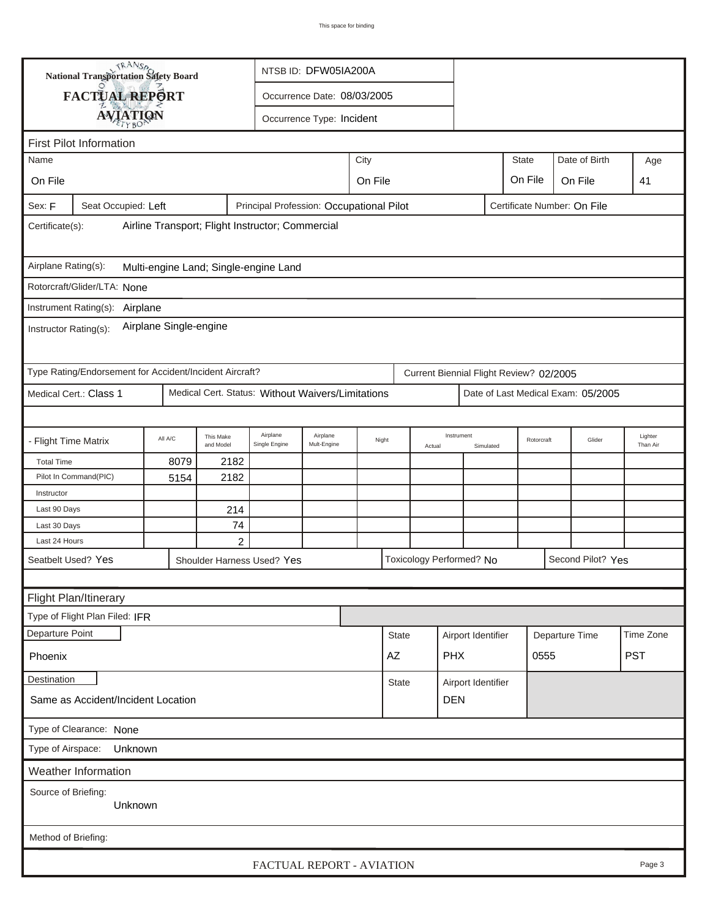This space for binding

**National Transportation Safety Board**

**FACTUAL REPORT**

**AVIATION**

NTSB ID: DFW05IA200A

Occurrence Date: 08/03/2005

Occurrence Type: Incident

## First Pilot Information

| Name | City | State | Date of Birth | Age |
|---|---|---|---|---|
| On File | On File | On File | On File | 41 |

Sex: F | Seat Occupied: Left | Principal Profession: Occupational Pilot | Certificate Number: On File

Certificate(s): Airline Transport; Flight Instructor; Commercial

Airplane Rating(s): Multi-engine Land; Single-engine Land

Rotorcraft/Glider/LTA: None

Instrument Rating(s): Airplane

Instructor Rating(s): Airplane Single-engine

Type Rating/Endorsement for Accident/Incident Aircraft? | Current Biennial Flight Review? 02/2005

Medical Cert.: Class 1 | Medical Cert. Status: Without Waivers/Limitations | Date of Last Medical Exam: 05/2005

| - Flight Time Matrix | All A/C | This Make and Model | Airplane Single Engine | Airplane Mult-Engine | Night | Instrument Actual | Instrument Simulated | Rotorcraft | Glider | Lighter Than Air |
|---|---|---|---|---|---|---|---|---|---|---|
| Total Time | 8079 | 2182 | | | | | | | | |
| Pilot In Command(PIC) | 5154 | 2182 | | | | | | | | |
| Instructor | | | | | | | | | | |
| Last 90 Days | | 214 | | | | | | | | |
| Last 30 Days | | 74 | | | | | | | | |
| Last 24 Hours | | 2 | | | | | | | | |

Seatbelt Used? Yes | Shoulder Harness Used? Yes | Toxicology Performed? No | Second Pilot? Yes

## Flight Plan/Itinerary

Type of Flight Plan Filed: IFR

| Departure Point | State | Airport Identifier | Departure Time | Time Zone |
|---|---|---|---|---|
| Phoenix | AZ | PHX | 0555 | PST |

| Destination | State | Airport Identifier |
|---|---|---|
| Same as Accident/Incident Location | | DEN |

Type of Clearance: None

Type of Airspace: Unknown

## Weather Information

Source of Briefing: Unknown

Method of Briefing:

FACTUAL REPORT - AVIATION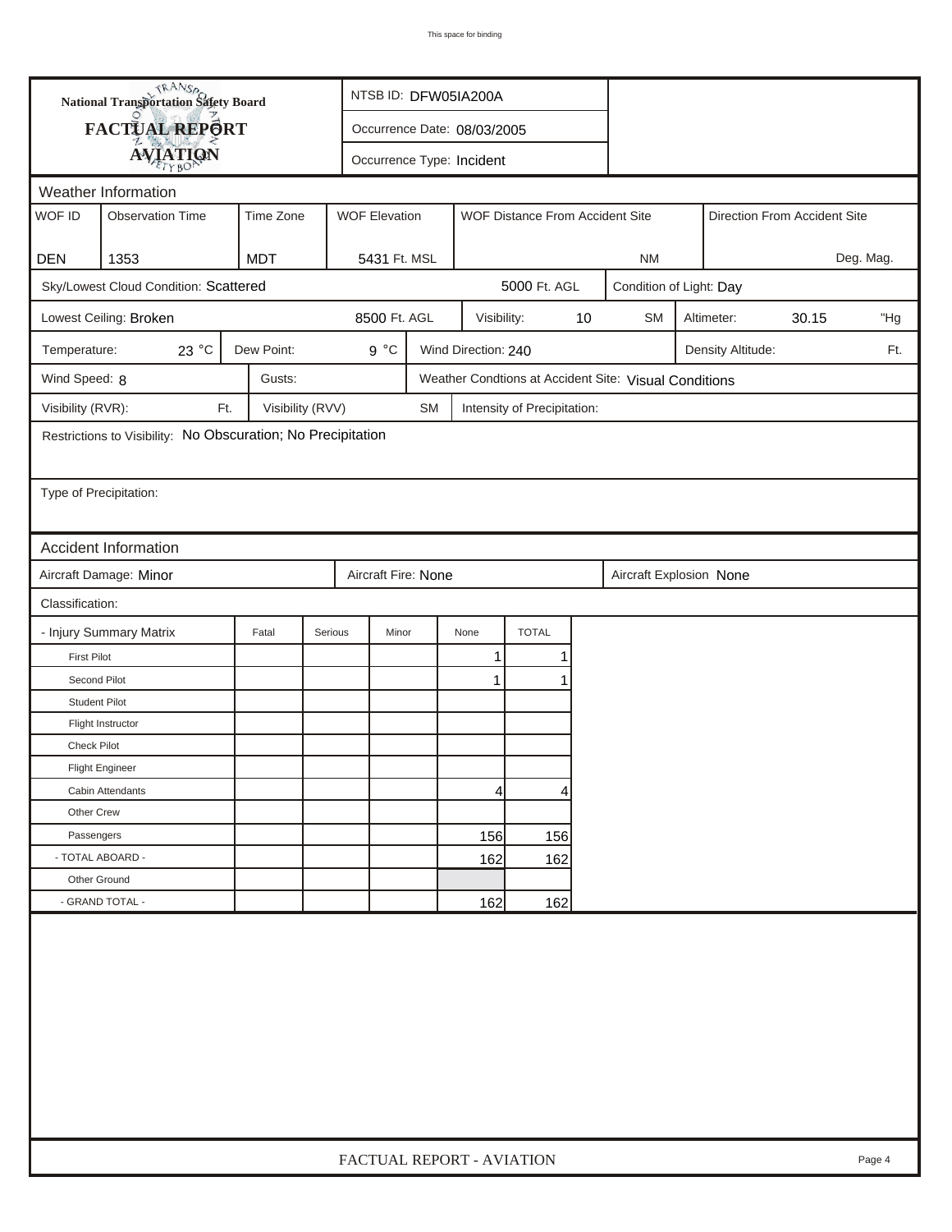# National Transportation Safety Board
## FACTUAL REPORT
## AVIATION

NTSB ID: DFW05IA200A

Occurrence Date: 08/03/2005

Occurrence Type: Incident

## Weather Information

| WOF ID | Observation Time | Time Zone | WOF Elevation | WOF Distance From Accident Site | Direction From Accident Site |
|---|---|---|---|---|---|
| DEN | 1353 | MDT | 5431 Ft. MSL | NM | Deg. Mag. |

Sky/Lowest Cloud Condition: Scattered — 5000 Ft. AGL

Condition of Light: Day

Lowest Ceiling: Broken — 8500 Ft. AGL

Visibility: 10 SM

Altimeter: 30.15 "Hg

Temperature: 23 °C

Dew Point: 9 °C

Wind Direction: 240

Density Altitude: Ft.

Wind Speed: 8

Gusts:

Weather Condtions at Accident Site: Visual Conditions

Visibility (RVR): Ft.

Visibility (RVV) SM

Intensity of Precipitation:

Restrictions to Visibility: No Obscuration; No Precipitation

Type of Precipitation:

## Accident Information

Aircraft Damage: Minor

Aircraft Fire: None

Aircraft Explosion None

Classification:

| - Injury Summary Matrix | Fatal | Serious | Minor | None | TOTAL |
|---|---|---|---|---|---|
| First Pilot | | | | 1 | 1 |
| Second Pilot | | | | 1 | 1 |
| Student Pilot | | | | | |
| Flight Instructor | | | | | |
| Check Pilot | | | | | |
| Flight Engineer | | | | | |
| Cabin Attendants | | | | 4 | 4 |
| Other Crew | | | | | |
| Passengers | | | | 156 | 156 |
| - TOTAL ABOARD - | | | | 162 | 162 |
| Other Ground | | | | | |
| - GRAND TOTAL - | | | | 162 | 162 |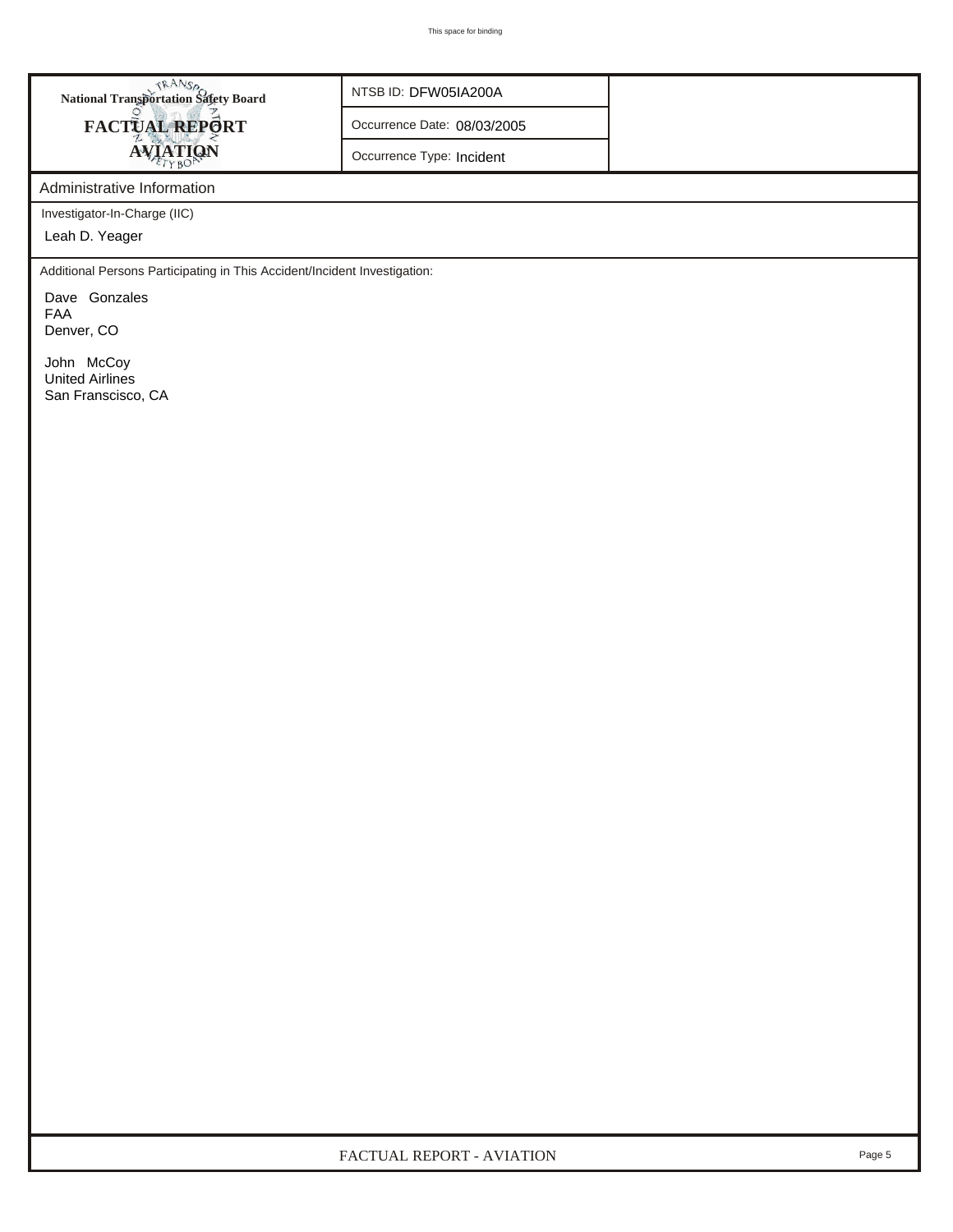National Transportation Safety Board

**FACTUAL REPORT**

**AVIATION**

| | |
|---|---|
| NTSB ID: DFW05IA200A | |
| Occurrence Date: 08/03/2005 | |
| Occurrence Type: Incident | |

## Administrative Information

Investigator-In-Charge (IIC)

Leah D. Yeager

Additional Persons Participating in This Accident/Incident Investigation:

Dave Gonzales
FAA
Denver, CO

John McCoy
United Airlines
San Franscisco, CA